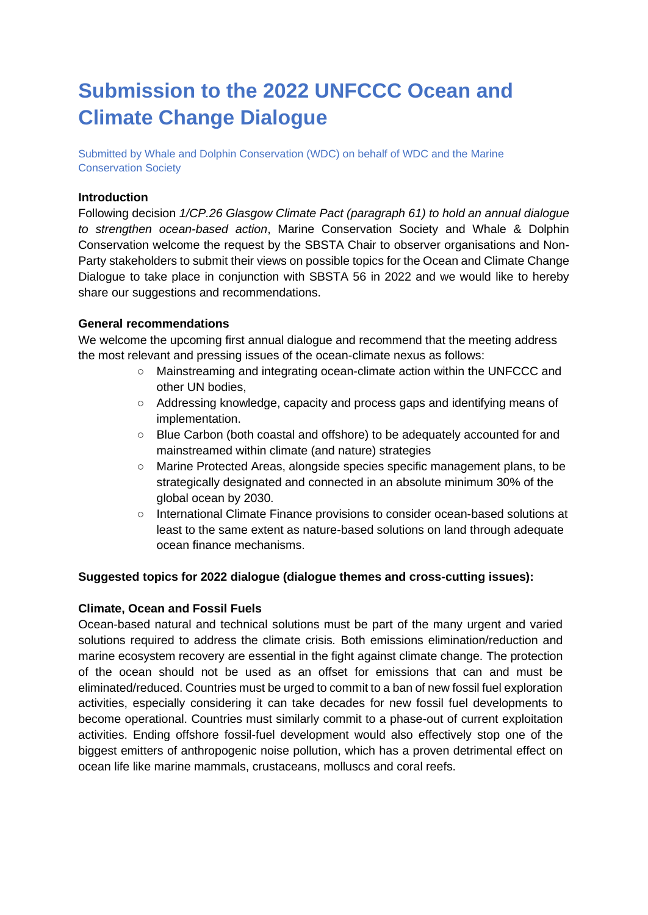# Submission to the 2022 UNFCCC Ocean and Climate Change Dialogue

Submitted by Whale and Dolphin Conservation (WDC) on behalf of WDC and the Marine Conservation Society

**Introduction**

Following decision *1/CP.26 Glasgow Climate Pact (paragraph 61) to hold an annual dialogue to strengthen ocean-based action*, Marine Conservation Society and Whale & Dolphin Conservation welcome the request by the SBSTA Chair to observer organisations and Non-Party stakeholders to submit their views on possible topics for the Ocean and Climate Change Dialogue to take place in conjunction with SBSTA 56 in 2022 and we would like to hereby share our suggestions and recommendations.

**General recommendations**

We welcome the upcoming first annual dialogue and recommend that the meeting address the most relevant and pressing issues of the ocean-climate nexus as follows:

- Mainstreaming and integrating ocean-climate action within the UNFCCC and other UN bodies,
- Addressing knowledge, capacity and process gaps and identifying means of implementation.
- Blue Carbon (both coastal and offshore) to be adequately accounted for and mainstreamed within climate (and nature) strategies
- Marine Protected Areas, alongside species specific management plans, to be strategically designated and connected in an absolute minimum 30% of the global ocean by 2030.
- International Climate Finance provisions to consider ocean-based solutions at least to the same extent as nature-based solutions on land through adequate ocean finance mechanisms.

**Suggested topics for 2022 dialogue (dialogue themes and cross-cutting issues):**

**Climate, Ocean and Fossil Fuels**

Ocean-based natural and technical solutions must be part of the many urgent and varied solutions required to address the climate crisis. Both emissions elimination/reduction and marine ecosystem recovery are essential in the fight against climate change. The protection of the ocean should not be used as an offset for emissions that can and must be eliminated/reduced. Countries must be urged to commit to a ban of new fossil fuel exploration activities, especially considering it can take decades for new fossil fuel developments to become operational. Countries must similarly commit to a phase-out of current exploitation activities. Ending offshore fossil-fuel development would also effectively stop one of the biggest emitters of anthropogenic noise pollution, which has a proven detrimental effect on ocean life like marine mammals, crustaceans, molluscs and coral reefs.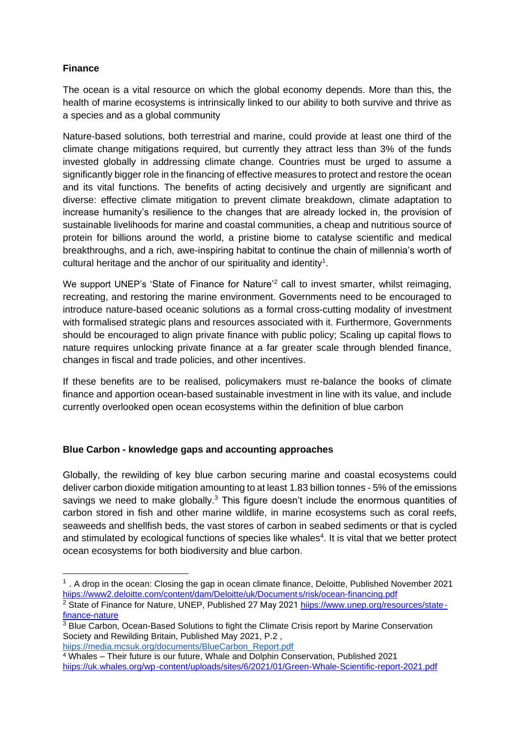**Finance**

The ocean is a vital resource on which the global economy depends. More than this, the health of marine ecosystems is intrinsically linked to our ability to both survive and thrive as a species and as a global community

Nature-based solutions, both terrestrial and marine, could provide at least one third of the climate change mitigations required, but currently they attract less than 3% of the funds invested globally in addressing climate change. Countries must be urged to assume a significantly bigger role in the financing of effective measures to protect and restore the ocean and its vital functions. The benefits of acting decisively and urgently are significant and diverse: effective climate mitigation to prevent climate breakdown, climate adaptation to increase humanity's resilience to the changes that are already locked in, the provision of sustainable livelihoods for marine and coastal communities, a cheap and nutritious source of protein for billions around the world, a pristine biome to catalyse scientific and medical breakthroughs, and a rich, awe-inspiring habitat to continue the chain of millennia's worth of cultural heritage and the anchor of our spirituality and identity[1].

We support UNEP's 'State of Finance for Nature'[2] call to invest smarter, whilst reimaging, recreating, and restoring the marine environment. Governments need to be encouraged to introduce nature-based oceanic solutions as a formal cross-cutting modality of investment with formalised strategic plans and resources associated with it. Furthermore, Governments should be encouraged to align private finance with public policy; Scaling up capital flows to nature requires unlocking private finance at a far greater scale through blended finance, changes in fiscal and trade policies, and other incentives.

If these benefits are to be realised, policymakers must re-balance the books of climate finance and apportion ocean-based sustainable investment in line with its value, and include currently overlooked open ocean ecosystems within the definition of blue carbon

**Blue Carbon - knowledge gaps and accounting approaches**

Globally, the rewilding of key blue carbon securing marine and coastal ecosystems could deliver carbon dioxide mitigation amounting to at least 1.83 billion tonnes - 5% of the emissions savings we need to make globally.[3] This figure doesn't include the enormous quantities of carbon stored in fish and other marine wildlife, in marine ecosystems such as coral reefs, seaweeds and shellfish beds, the vast stores of carbon in seabed sediments or that is cycled and stimulated by ecological functions of species like whales[4]. It is vital that we better protect ocean ecosystems for both biodiversity and blue carbon.

---

[1] . A drop in the ocean: Closing the gap in ocean climate finance, Deloitte, Published November 2021 hiips://www2.deloitte.com/content/dam/Deloitte/uk/Documents/risk/ocean-financing.pdf

[2] State of Finance for Nature, UNEP, Published 27 May 2021 hiips://www.unep.org/resources/state-finance-nature

[3] Blue Carbon, Ocean-Based Solutions to fight the Climate Crisis report by Marine Conservation Society and Rewilding Britain, Published May 2021, P.2 , hiips://media.mcsuk.org/documents/BlueCarbon_Report.pdf

[4] Whales – Their future is our future, Whale and Dolphin Conservation, Published 2021 hiips://uk.whales.org/wp-content/uploads/sites/6/2021/01/Green-Whale-Scientific-report-2021.pdf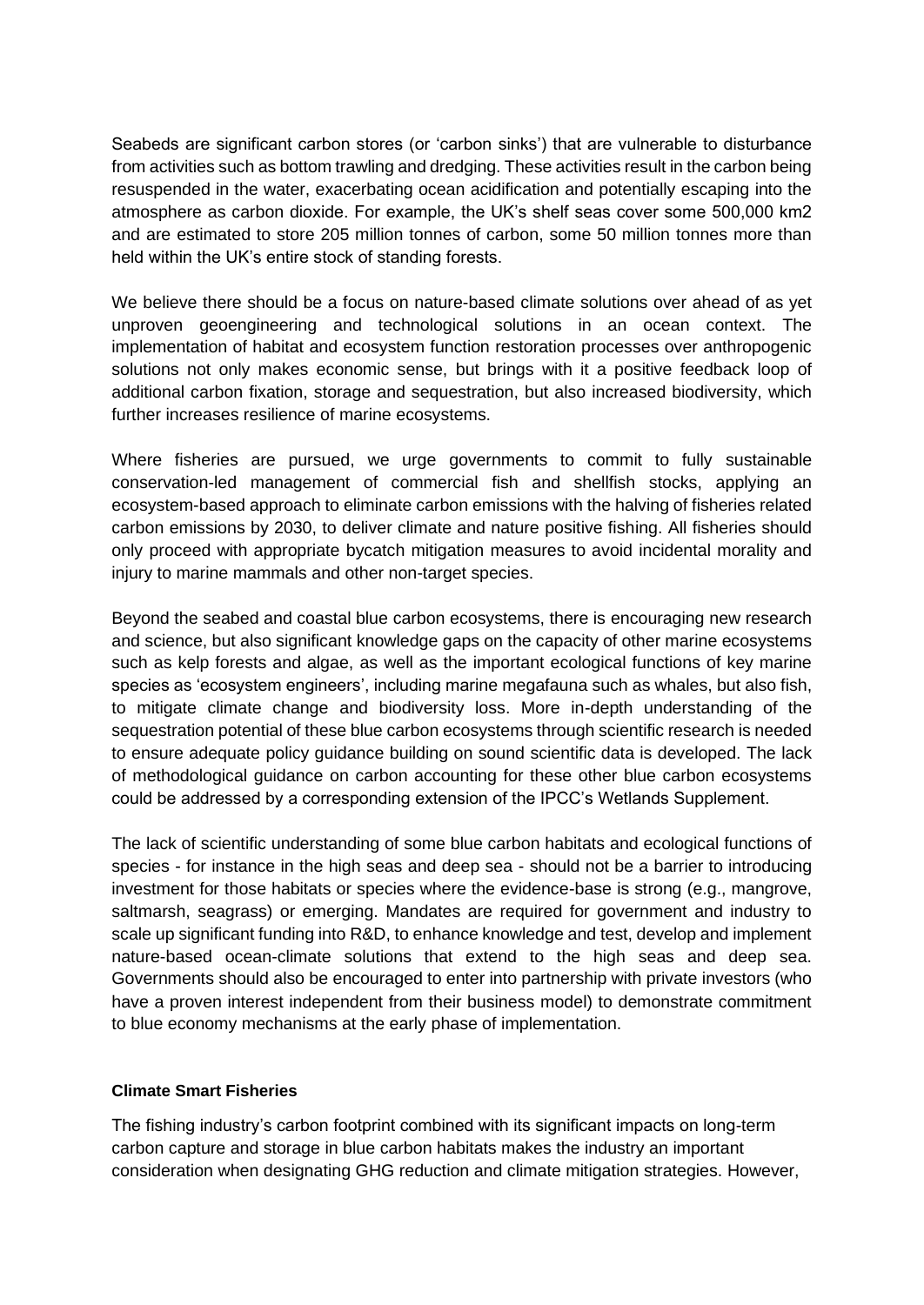Seabeds are significant carbon stores (or 'carbon sinks') that are vulnerable to disturbance from activities such as bottom trawling and dredging. These activities result in the carbon being resuspended in the water, exacerbating ocean acidification and potentially escaping into the atmosphere as carbon dioxide. For example, the UK's shelf seas cover some 500,000 km2 and are estimated to store 205 million tonnes of carbon, some 50 million tonnes more than held within the UK's entire stock of standing forests.

We believe there should be a focus on nature-based climate solutions over ahead of as yet unproven geoengineering and technological solutions in an ocean context. The implementation of habitat and ecosystem function restoration processes over anthropogenic solutions not only makes economic sense, but brings with it a positive feedback loop of additional carbon fixation, storage and sequestration, but also increased biodiversity, which further increases resilience of marine ecosystems.

Where fisheries are pursued, we urge governments to commit to fully sustainable conservation-led management of commercial fish and shellfish stocks, applying an ecosystem-based approach to eliminate carbon emissions with the halving of fisheries related carbon emissions by 2030, to deliver climate and nature positive fishing. All fisheries should only proceed with appropriate bycatch mitigation measures to avoid incidental morality and injury to marine mammals and other non-target species.

Beyond the seabed and coastal blue carbon ecosystems, there is encouraging new research and science, but also significant knowledge gaps on the capacity of other marine ecosystems such as kelp forests and algae, as well as the important ecological functions of key marine species as 'ecosystem engineers', including marine megafauna such as whales, but also fish, to mitigate climate change and biodiversity loss. More in-depth understanding of the sequestration potential of these blue carbon ecosystems through scientific research is needed to ensure adequate policy guidance building on sound scientific data is developed. The lack of methodological guidance on carbon accounting for these other blue carbon ecosystems could be addressed by a corresponding extension of the IPCC's Wetlands Supplement.

The lack of scientific understanding of some blue carbon habitats and ecological functions of species - for instance in the high seas and deep sea - should not be a barrier to introducing investment for those habitats or species where the evidence-base is strong (e.g., mangrove, saltmarsh, seagrass) or emerging. Mandates are required for government and industry to scale up significant funding into R&D, to enhance knowledge and test, develop and implement nature-based ocean-climate solutions that extend to the high seas and deep sea. Governments should also be encouraged to enter into partnership with private investors (who have a proven interest independent from their business model) to demonstrate commitment to blue economy mechanisms at the early phase of implementation.

**Climate Smart Fisheries**

The fishing industry's carbon footprint combined with its significant impacts on long-term carbon capture and storage in blue carbon habitats makes the industry an important consideration when designating GHG reduction and climate mitigation strategies. However,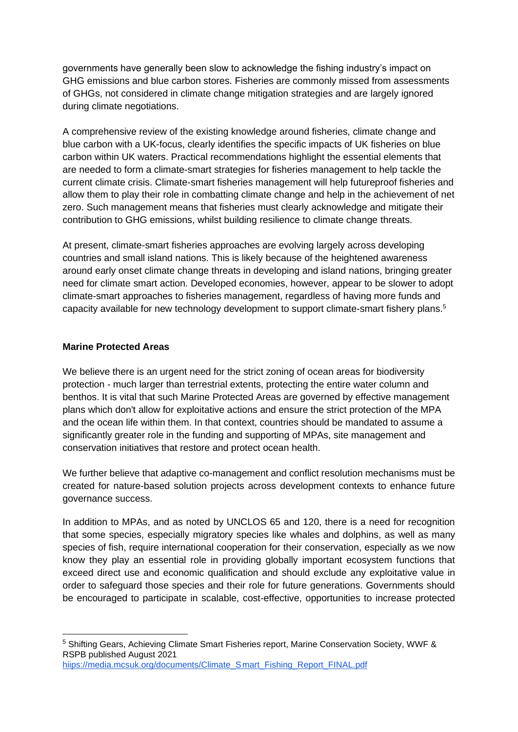governments have generally been slow to acknowledge the fishing industry's impact on GHG emissions and blue carbon stores. Fisheries are commonly missed from assessments of GHGs, not considered in climate change mitigation strategies and are largely ignored during climate negotiations.

A comprehensive review of the existing knowledge around fisheries, climate change and blue carbon with a UK-focus, clearly identifies the specific impacts of UK fisheries on blue carbon within UK waters. Practical recommendations highlight the essential elements that are needed to form a climate-smart strategies for fisheries management to help tackle the current climate crisis. Climate-smart fisheries management will help futureproof fisheries and allow them to play their role in combatting climate change and help in the achievement of net zero. Such management means that fisheries must clearly acknowledge and mitigate their contribution to GHG emissions, whilst building resilience to climate change threats.

At present, climate-smart fisheries approaches are evolving largely across developing countries and small island nations. This is likely because of the heightened awareness around early onset climate change threats in developing and island nations, bringing greater need for climate smart action. Developed economies, however, appear to be slower to adopt climate-smart approaches to fisheries management, regardless of having more funds and capacity available for new technology development to support climate-smart fishery plans.[5]

**Marine Protected Areas**

We believe there is an urgent need for the strict zoning of ocean areas for biodiversity protection - much larger than terrestrial extents, protecting the entire water column and benthos. It is vital that such Marine Protected Areas are governed by effective management plans which don't allow for exploitative actions and ensure the strict protection of the MPA and the ocean life within them. In that context, countries should be mandated to assume a significantly greater role in the funding and supporting of MPAs, site management and conservation initiatives that restore and protect ocean health.

We further believe that adaptive co-management and conflict resolution mechanisms must be created for nature-based solution projects across development contexts to enhance future governance success.

In addition to MPAs, and as noted by UNCLOS 65 and 120, there is a need for recognition that some species, especially migratory species like whales and dolphins, as well as many species of fish, require international cooperation for their conservation, especially as we now know they play an essential role in providing globally important ecosystem functions that exceed direct use and economic qualification and should exclude any exploitative value in order to safeguard those species and their role for future generations. Governments should be encouraged to participate in scalable, cost-effective, opportunities to increase protected

---

[5] Shifting Gears, Achieving Climate Smart Fisheries report, Marine Conservation Society, WWF & RSPB published August 2021 hiips://media.mcsuk.org/documents/Climate_Smart_Fishing_Report_FINAL.pdf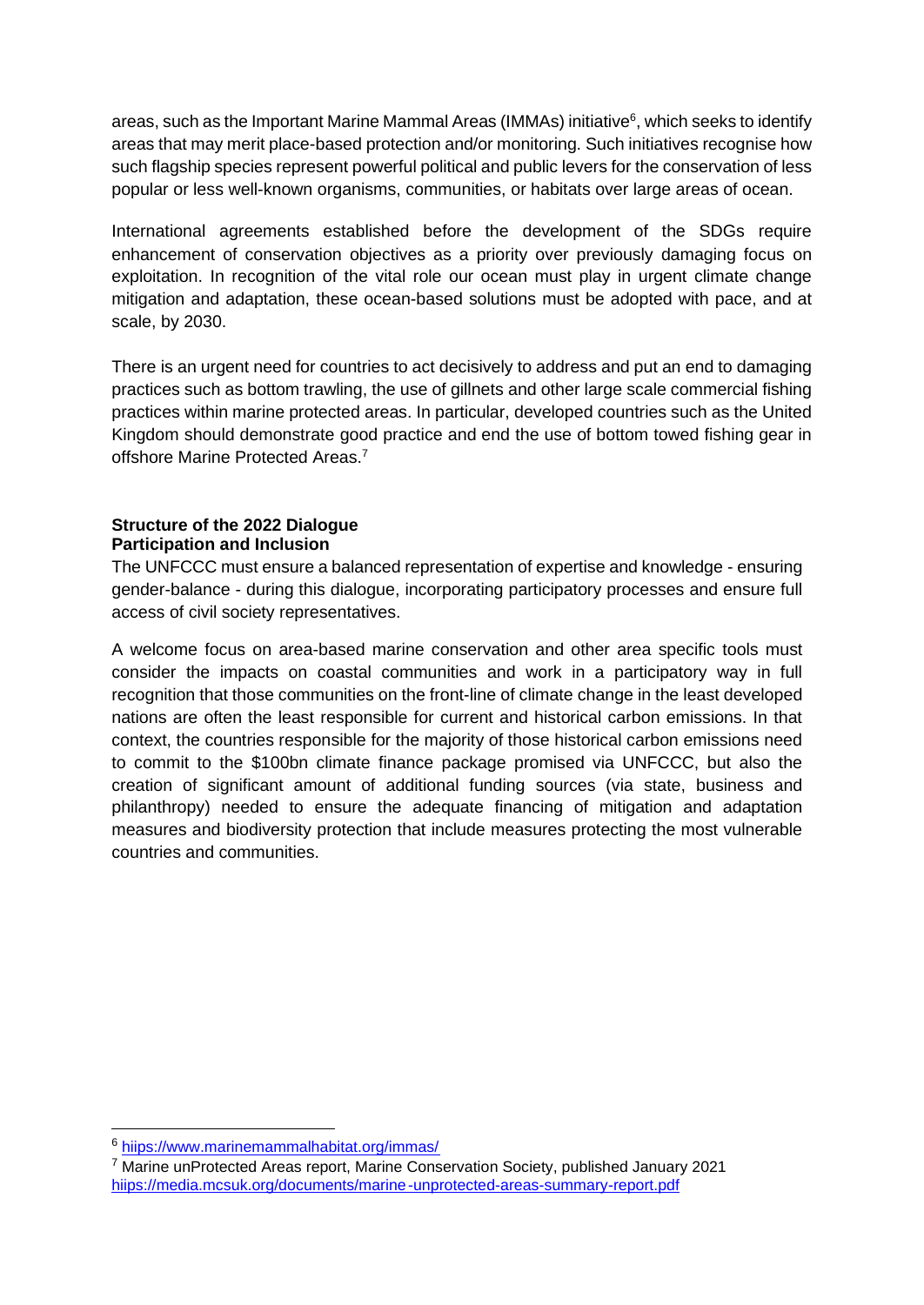areas, such as the Important Marine Mammal Areas (IMMAs) initiative[6], which seeks to identify areas that may merit place-based protection and/or monitoring. Such initiatives recognise how such flagship species represent powerful political and public levers for the conservation of less popular or less well-known organisms, communities, or habitats over large areas of ocean.

International agreements established before the development of the SDGs require enhancement of conservation objectives as a priority over previously damaging focus on exploitation. In recognition of the vital role our ocean must play in urgent climate change mitigation and adaptation, these ocean-based solutions must be adopted with pace, and at scale, by 2030.

There is an urgent need for countries to act decisively to address and put an end to damaging practices such as bottom trawling, the use of gillnets and other large scale commercial fishing practices within marine protected areas. In particular, developed countries such as the United Kingdom should demonstrate good practice and end the use of bottom towed fishing gear in offshore Marine Protected Areas.[7]

**Structure of the 2022 Dialogue**
**Participation and Inclusion**

The UNFCCC must ensure a balanced representation of expertise and knowledge - ensuring gender-balance - during this dialogue, incorporating participatory processes and ensure full access of civil society representatives.

A welcome focus on area-based marine conservation and other area specific tools must consider the impacts on coastal communities and work in a participatory way in full recognition that those communities on the front-line of climate change in the least developed nations are often the least responsible for current and historical carbon emissions. In that context, the countries responsible for the majority of those historical carbon emissions need to commit to the $100bn climate finance package promised via UNFCCC, but also the creation of significant amount of additional funding sources (via state, business and philanthropy) needed to ensure the adequate financing of mitigation and adaptation measures and biodiversity protection that include measures protecting the most vulnerable countries and communities.

---

[6] hiips://www.marinemammalhabitat.org/immas/

[7] Marine unProtected Areas report, Marine Conservation Society, published January 2021 hiips://media.mcsuk.org/documents/marine-unprotected-areas-summary-report.pdf